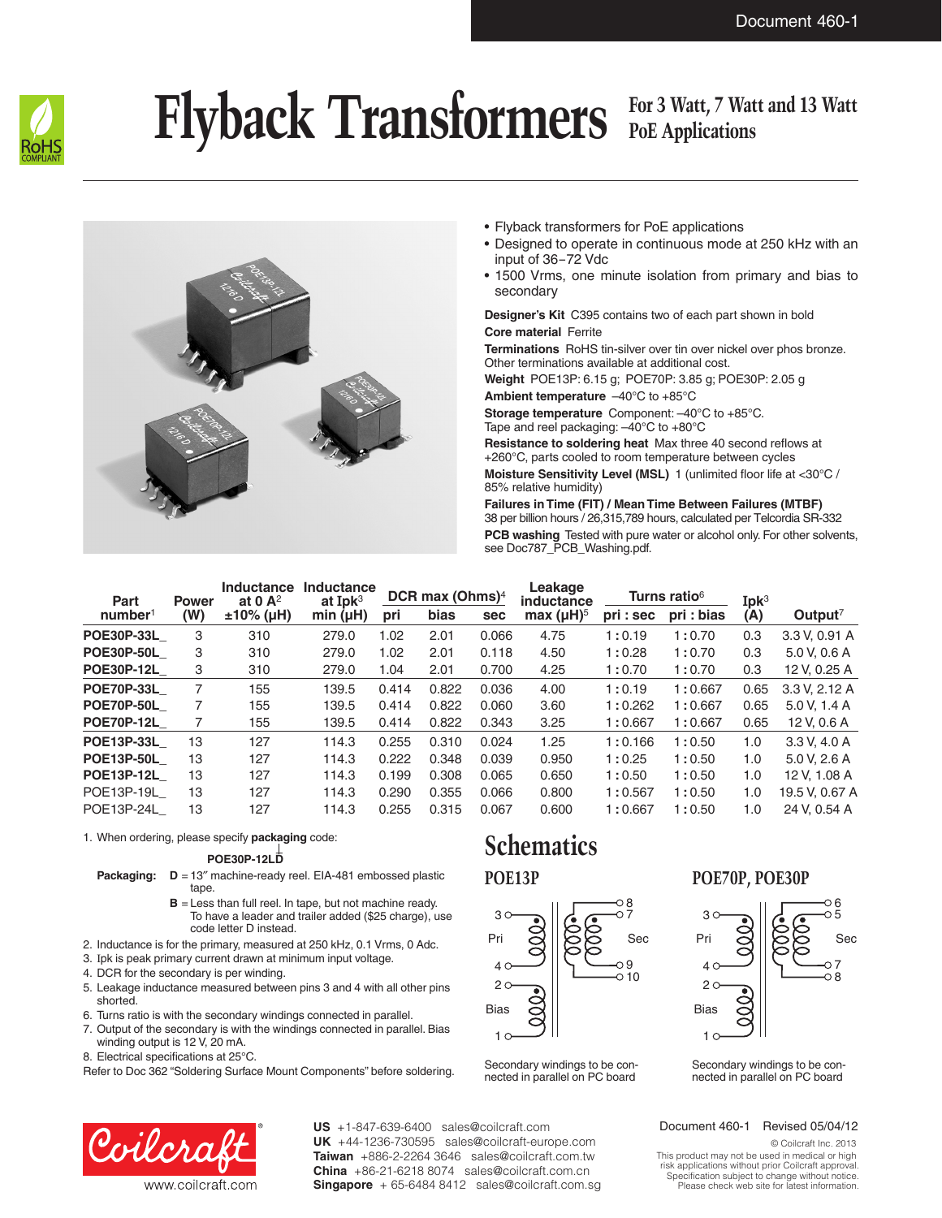# Flyback Transformers

## For 3 Watt, 7 Watt and 13 Watt PoE Applications

- Flyback transformers for PoE applications
- Designed to operate in continuous mode at 250 kHz with an input of 36–72 Vdc
- 1500 Vrms, one minute isolation from primary and bias to secondary

**Designer's Kit** C395 contains two of each part shown in bold

**Core material** Ferrite

**Terminations** RoHS tin-silver over tin over nickel over phos bronze. Other terminations available at additional cost.

**Weight** POE13P: 6.15 g; POE70P: 3.85 g; POE30P: 2.05 g

**Ambient temperature** –40°C to +85°C

**Storage temperature** Component: –40°C to +85°C. Tape and reel packaging: –40°C to +80°C

**Resistance to soldering heat** Max three 40 second reflows at +260°C, parts cooled to room temperature between cycles

**Moisture Sensitivity Level (MSL)** 1 (unlimited floor life at <30°C / 85% relative humidity)

**Failures in Time (FIT) / Mean Time Between Failures (MTBF)**
38 per billion hours / 26,315,789 hours, calculated per Telcordia SR-332

**PCB washing** Tested with pure water or alcohol only. For other solvents, see Doc787_PCB_Washing.pdf.

| Part number[1] | Power (W) | Inductance at 0 A[2] ±10% (µH) | Inductance at Ipk[3] min (µH) | DCR max (Ohms)[4] | | | Leakage inductance max (µH)[5] | Turns ratio[6] | | Ipk[3] (A) | Output[7] |
|---|---|---|---|---|---|---|---|---|---|---|---|
| | | | | pri | bias | sec | | pri : sec | pri : bias | | |
| **POE30P-33L_** | 3 | 310 | 279.0 | 1.02 | 2.01 | 0.066 | 4.75 | 1 : 0.19 | 1 : 0.70 | 0.3 | 3.3 V, 0.91 A |
| **POE30P-50L_** | 3 | 310 | 279.0 | 1.02 | 2.01 | 0.118 | 4.50 | 1 : 0.28 | 1 : 0.70 | 0.3 | 5.0 V, 0.6 A |
| **POE30P-12L_** | 3 | 310 | 279.0 | 1.04 | 2.01 | 0.700 | 4.25 | 1 : 0.70 | 1 : 0.70 | 0.3 | 12 V, 0.25 A |
| **POE70P-33L_** | 7 | 155 | 139.5 | 0.414 | 0.822 | 0.036 | 4.00 | 1 : 0.19 | 1 : 0.667 | 0.65 | 3.3 V, 2.12 A |
| **POE70P-50L_** | 7 | 155 | 139.5 | 0.414 | 0.822 | 0.060 | 3.60 | 1 : 0.262 | 1 : 0.667 | 0.65 | 5.0 V, 1.4 A |
| **POE70P-12L_** | 7 | 155 | 139.5 | 0.414 | 0.822 | 0.343 | 3.25 | 1 : 0.667 | 1 : 0.667 | 0.65 | 12 V, 0.6 A |
| **POE13P-33L_** | 13 | 127 | 114.3 | 0.255 | 0.310 | 0.024 | 1.25 | 1 : 0.166 | 1 : 0.50 | 1.0 | 3.3 V, 4.0 A |
| **POE13P-50L_** | 13 | 127 | 114.3 | 0.222 | 0.348 | 0.039 | 0.950 | 1 : 0.25 | 1 : 0.50 | 1.0 | 5.0 V, 2.6 A |
| **POE13P-12L_** | 13 | 127 | 114.3 | 0.199 | 0.308 | 0.065 | 0.650 | 1 : 0.50 | 1 : 0.50 | 1.0 | 12 V, 1.08 A |
| POE13P-19L_ | 13 | 127 | 114.3 | 0.290 | 0.355 | 0.066 | 0.800 | 1 : 0.567 | 1 : 0.50 | 1.0 | 19.5 V, 0.67 A |
| POE13P-24L_ | 13 | 127 | 114.3 | 0.255 | 0.315 | 0.067 | 0.600 | 1 : 0.667 | 1 : 0.50 | 1.0 | 24 V, 0.54 A |

1. When ordering, please specify **packaging** code:

   **POE30P-12LD**

   **Packaging:** **D** = 13″ machine-ready reel. EIA-481 embossed plastic tape.

   **B** = Less than full reel. In tape, but not machine ready. To have a leader and trailer added ($25 charge), use code letter D instead.

2. Inductance is for the primary, measured at 250 kHz, 0.1 Vrms, 0 Adc.
3. Ipk is peak primary current drawn at minimum input voltage.
4. DCR for the secondary is per winding.
5. Leakage inductance measured between pins 3 and 4 with all other pins shorted.
6. Turns ratio is with the secondary windings connected in parallel.
7. Output of the secondary is with the windings connected in parallel. Bias winding output is 12 V, 20 mA.
8. Electrical specifications at 25°C.

Refer to Doc 362 "Soldering Surface Mount Components" before soldering.

## Schematics

### POE13P

Pri: 3, 4 — Bias: 2, 1 — Sec: 8, 7, 9, 10

Secondary windings to be connected in parallel on PC board

### POE70P, POE30P

Pri: 3, 4 — Bias: 2, 1 — Sec: 6, 5, 7, 8

Secondary windings to be connected in parallel on PC board

Coilcraft® www.coilcraft.com

**US** +1-847-639-6400 sales@coilcraft.com
**UK** +44-1236-730595 sales@coilcraft-europe.com
**Taiwan** +886-2-2264 3646 sales@coilcraft.com.tw
**China** +86-21-6218 8074 sales@coilcraft.com.cn
**Singapore** + 65-6484 8412 sales@coilcraft.com.sg

Document 460-1 Revised 05/04/12

© Coilcraft Inc. 2013
This product may not be used in medical or high risk applications without prior Coilcraft approval. Specification subject to change without notice. Please check web site for latest information.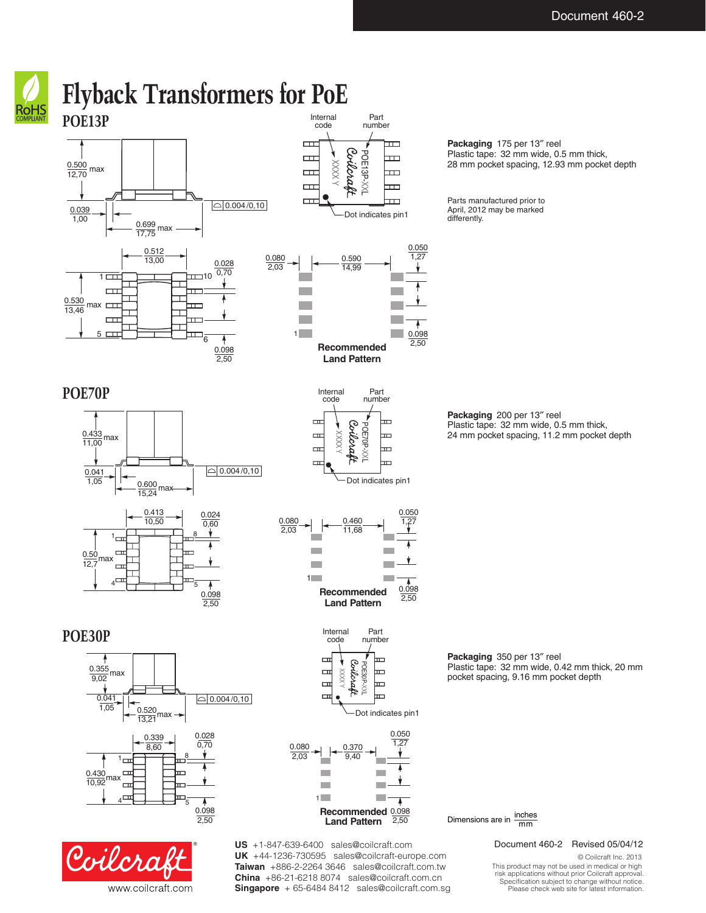# Flyback Transformers for PoE

## POE13P

0.500 max
12,70

0.039
1,00

0.699 max
17,75

0.004/0,10

Internal code

Part number

POE13P-XXL

XXXX Y

Dot indicates pin1

**Packaging** 175 per 13″ reel
Plastic tape: 32 mm wide, 0.5 mm thick,
28 mm pocket spacing, 12.93 mm pocket depth

Parts manufactured prior to April, 2012 may be marked differently.

0.512
13,00

0.028
0,70

0.530 max
13,46

1 10 5 6

0.098
2,50

0.080
2,03

0.590
14,99

0.050
1,27

0.098
2,50

**Recommended Land Pattern**

## POE70P

0.433 max
11,00

0.041
1,05

0.600 max
15,24

0.004/0,10

Internal code

Part number

POE70P-XXL

XXXX Y

Dot indicates pin1

**Packaging** 200 per 13″ reel
Plastic tape: 32 mm wide, 0.5 mm thick,
24 mm pocket spacing, 11.2 mm pocket depth

0.413
10,50

0.024
0,60

0.50 max
12,7

1 8 4 5

0.098
2,50

0.080
2,03

0.460
11,68

0.050
1,27

0.098
2,50

**Recommended Land Pattern**

## POE30P

0.355 max
9,02

0.041
1,05

0.520 max
13,21

0.004/0,10

Internal code

Part number

POE30P-XXL

XXXX Y

Dot indicates pin1

**Packaging** 350 per 13″ reel
Plastic tape: 32 mm wide, 0.42 mm thick, 20 mm pocket spacing, 9.16 mm pocket depth

0.339
8,60

0.028
0,70

0.430 max
10,92

1 8 4 5

0.098
2,50

0.080
2,03

0.370
9,40

0.050
1,27

0.098
2,50

**Recommended Land Pattern**

Dimensions are in $\frac{\text{inches}}{\text{mm}}$

www.coilcraft.com

**US** +1-847-639-6400 sales@coilcraft.com
**UK** +44-1236-730595 sales@coilcraft-europe.com
**Taiwan** +886-2-2264 3646 sales@coilcraft.com.tw
**China** +86-21-6218 8074 sales@coilcraft.com.cn
**Singapore** + 65-6484 8412 sales@coilcraft.com.sg

Document 460-2 Revised 05/04/12

© Coilcraft Inc. 2013
This product may not be used in medical or high risk applications without prior Coilcraft approval.
Specification subject to change without notice.
Please check web site for latest information.